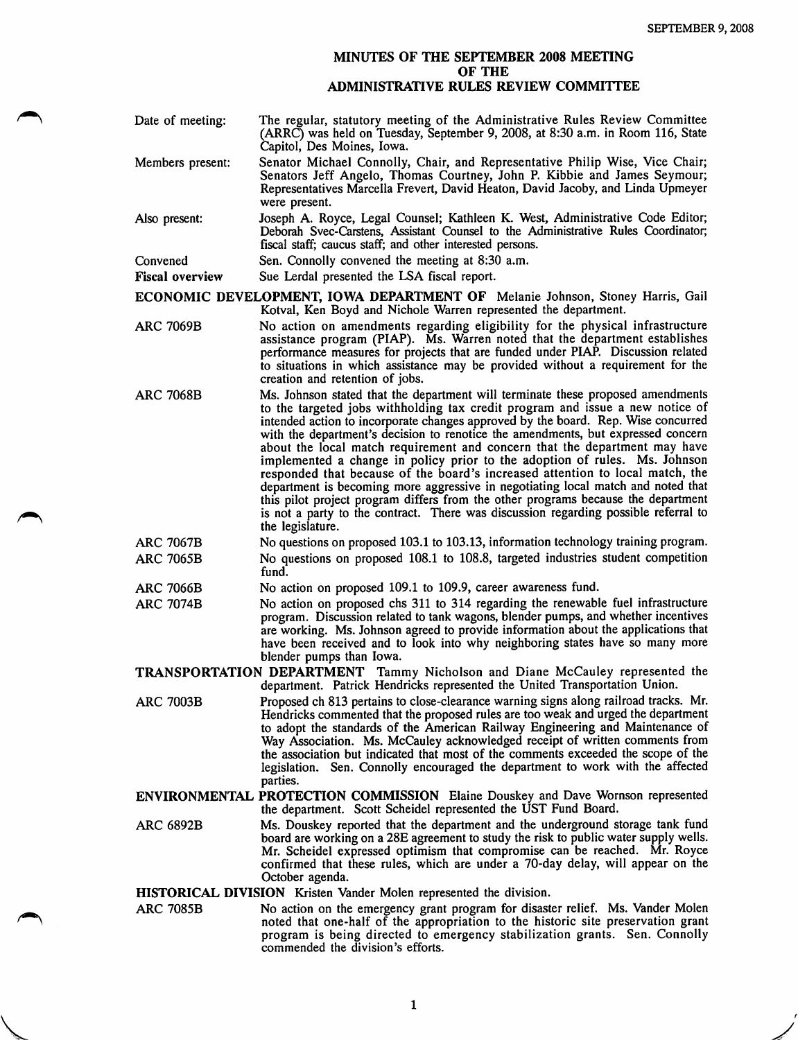# MINUTES OF THE SEPTEMBER 2008 MEETING OF THE ADMINISTRATIVE RULES REVIEW COMMITTEE

**Date of meeting:** The regular, statutory meeting of the Administrative Rules Review Committee (ARRC) was held on Tuesday, September 9, 2008, at 8:30 a.m. in Room 116, State Capitol, Des Moines, Iowa.

**Members present:** Senator Michael Connolly, Chair, and Representative Philip Wise, Vice Chair; Senators Jeff Angelo, Thomas Courtney, John P. Kibbie and James Seymour; Representatives Marcella Frevert, David Heaton, David Jacoby, and Linda Upmeyer were present.

**Also present:** Joseph A. Royce, Legal Counsel; Kathleen K. West, Administrative Code Editor; Deborah Svec-Carstens, Assistant Counsel to the Administrative Rules Coordinator; fiscal staff; caucus staff; and other interested persons.

**Convened** Sen. Connolly convened the meeting at 8:30 a.m.

**Fiscal overview** Sue Lerdal presented the LSA fiscal report.

**ECONOMIC DEVELOPMENT, IOWA DEPARTMENT OF** Melanie Johnson, Stoney Harris, Gail Kotval, Ken Boyd and Nichole Warren represented the department.

**ARC 7069B** No action on amendments regarding eligibility for the physical infrastructure assistance program (PIAP). Ms. Warren noted that the department establishes performance measures for projects that are funded under PIAP. Discussion related to situations in which assistance may be provided without a requirement for the creation and retention of jobs.

**ARC 7068B** Ms. Johnson stated that the department will terminate these proposed amendments to the targeted jobs withholding tax credit program and issue a new notice of intended action to incorporate changes approved by the board. Rep. Wise concurred with the department's decision to renotice the amendments, but expressed concern about the local match requirement and concern that the department may have implemented a change in policy prior to the adoption of rules. Ms. Johnson responded that because of the board's increased attention to local match, the department is becoming more aggressive in negotiating local match and noted that this pilot project program differs from the other programs because the department is not a party to the contract. There was discussion regarding possible referral to the legislature.

**ARC 7067B** No questions on proposed 103.1 to 103.13, information technology training program.

**ARC 7065B** No questions on proposed 108.1 to 108.8, targeted industries student competition fund.

**ARC 7066B** No action on proposed 109.1 to 109.9, career awareness fund.

**ARC 7074B** No action on proposed chs 311 to 314 regarding the renewable fuel infrastructure program. Discussion related to tank wagons, blender pumps, and whether incentives are working. Ms. Johnson agreed to provide information about the applications that have been received and to look into why neighboring states have so many more blender pumps than Iowa.

**TRANSPORTATION DEPARTMENT** Tammy Nicholson and Diane McCauley represented the department. Patrick Hendricks represented the United Transportation Union.

**ARC 7003B** Proposed ch 813 pertains to close-clearance warning signs along railroad tracks. Mr. Hendricks commented that the proposed rules are too weak and urged the department to adopt the standards of the American Railway Engineering and Maintenance of Way Association. Ms. McCauley acknowledged receipt of written comments from the association but indicated that most of the comments exceeded the scope of the legislation. Sen. Connolly encouraged the department to work with the affected parties.

**ENVIRONMENTAL PROTECTION COMMISSION** Elaine Douskey and Dave Wornson represented the department. Scott Scheidel represented the UST Fund Board.

**ARC 6892B** Ms. Douskey reported that the department and the underground storage tank fund board are working on a 28E agreement to study the risk to public water supply wells. Mr. Scheidel expressed optimism that compromise can be reached. Mr. Royce confirmed that these rules, which are under a 70-day delay, will appear on the October agenda.

**HISTORICAL DIVISION** Kristen Vander Molen represented the division.

**ARC 7085B** No action on the emergency grant program for disaster relief. Ms. Vander Molen noted that one-half of the appropriation to the historic site preservation grant program is being directed to emergency stabilization grants. Sen. Connolly commended the division's efforts.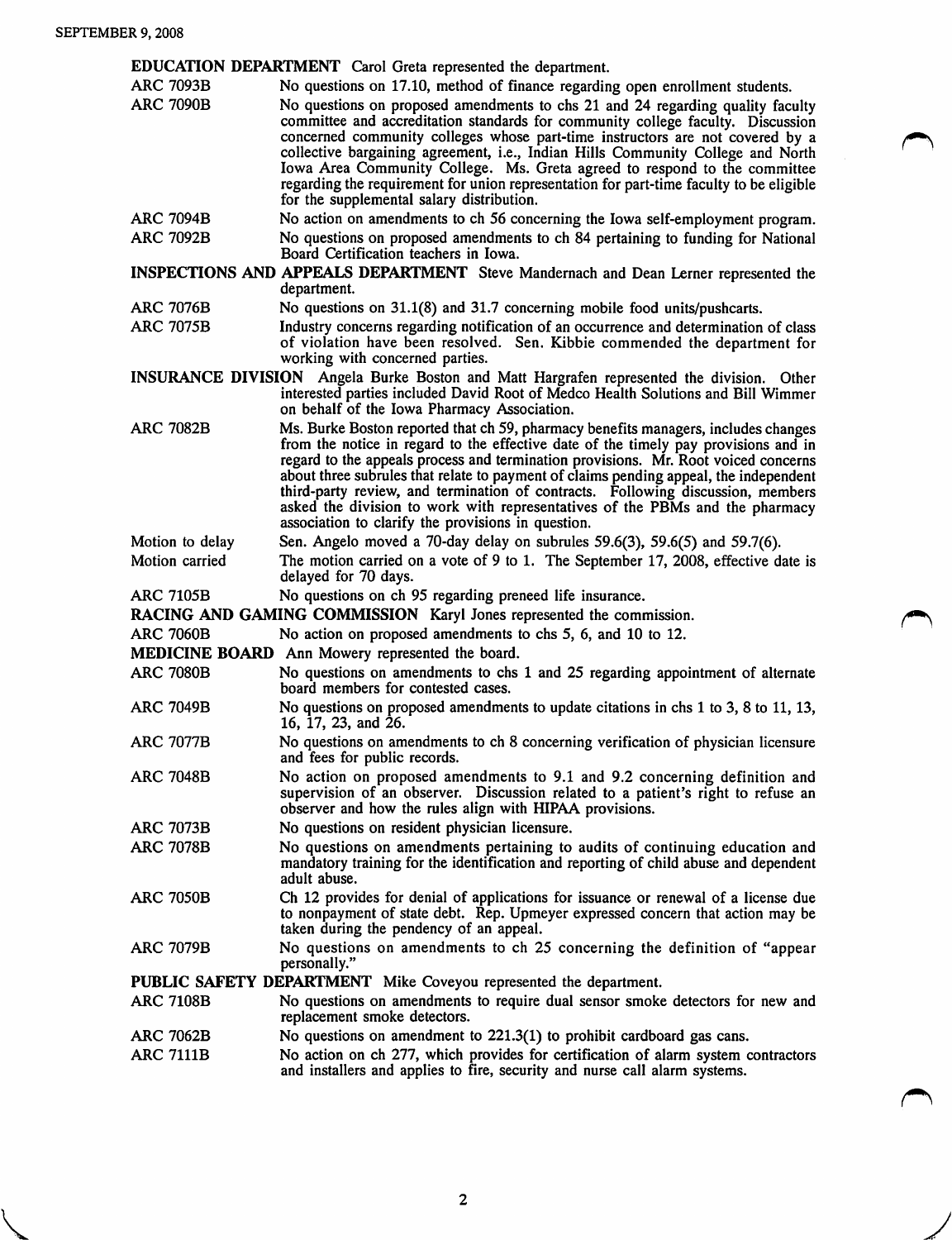**EDUCATION DEPARTMENT** Carol Greta represented the department.

| | |
|---|---|
| ARC 7093B | No questions on 17.10, method of finance regarding open enrollment students. |
| ARC 7090B | No questions on proposed amendments to chs 21 and 24 regarding quality faculty committee and accreditation standards for community college faculty. Discussion concerned community colleges whose part-time instructors are not covered by a collective bargaining agreement, i.e., Indian Hills Community College and North Iowa Area Community College. Ms. Greta agreed to respond to the committee regarding the requirement for union representation for part-time faculty to be eligible for the supplemental salary distribution. |
| ARC 7094B | No action on amendments to ch 56 concerning the Iowa self-employment program. |
| ARC 7092B | No questions on proposed amendments to ch 84 pertaining to funding for National Board Certification teachers in Iowa. |

**INSPECTIONS AND APPEALS DEPARTMENT** Steve Mandernach and Dean Lerner represented the department.

| | |
|---|---|
| ARC 7076B | No questions on 31.1(8) and 31.7 concerning mobile food units/pushcarts. |
| ARC 7075B | Industry concerns regarding notification of an occurrence and determination of class of violation have been resolved. Sen. Kibbie commended the department for working with concerned parties. |

**INSURANCE DIVISION** Angela Burke Boston and Matt Hargrafen represented the division. Other interested parties included David Root of Medco Health Solutions and Bill Wimmer on behalf of the Iowa Pharmacy Association.

| | |
|---|---|
| ARC 7082B | Ms. Burke Boston reported that ch 59, pharmacy benefits managers, includes changes from the notice in regard to the effective date of the timely pay provisions and in regard to the appeals process and termination provisions. Mr. Root voiced concerns about three subrules that relate to payment of claims pending appeal, the independent third-party review, and termination of contracts. Following discussion, members asked the division to work with representatives of the PBMs and the pharmacy association to clarify the provisions in question. |
| Motion to delay | Sen. Angelo moved a 70-day delay on subrules 59.6(3), 59.6(5) and 59.7(6). |
| Motion carried | The motion carried on a vote of 9 to 1. The September 17, 2008, effective date is delayed for 70 days. |
| ARC 7105B | No questions on ch 95 regarding preneed life insurance. |

**RACING AND GAMING COMMISSION** Karyl Jones represented the commission.

| | |
|---|---|
| ARC 7060B | No action on proposed amendments to chs 5, 6, and 10 to 12. |

**MEDICINE BOARD** Ann Mowery represented the board.

| | |
|---|---|
| ARC 7080B | No questions on amendments to chs 1 and 25 regarding appointment of alternate board members for contested cases. |
| ARC 7049B | No questions on proposed amendments to update citations in chs 1 to 3, 8 to 11, 13, 16, 17, 23, and 26. |
| ARC 7077B | No questions on amendments to ch 8 concerning verification of physician licensure and fees for public records. |
| ARC 7048B | No action on proposed amendments to 9.1 and 9.2 concerning definition and supervision of an observer. Discussion related to a patient's right to refuse an observer and how the rules align with HIPAA provisions. |
| ARC 7073B | No questions on resident physician licensure. |
| ARC 7078B | No questions on amendments pertaining to audits of continuing education and mandatory training for the identification and reporting of child abuse and dependent adult abuse. |
| ARC 7050B | Ch 12 provides for denial of applications for issuance or renewal of a license due to nonpayment of state debt. Rep. Upmeyer expressed concern that action may be taken during the pendency of an appeal. |
| ARC 7079B | No questions on amendments to ch 25 concerning the definition of "appear personally." |

**PUBLIC SAFETY DEPARTMENT** Mike Coveyou represented the department.

| | |
|---|---|
| ARC 7108B | No questions on amendments to require dual sensor smoke detectors for new and replacement smoke detectors. |
| ARC 7062B | No questions on amendment to 221.3(1) to prohibit cardboard gas cans. |
| ARC 7111B | No action on ch 277, which provides for certification of alarm system contractors and installers and applies to fire, security and nurse call alarm systems. |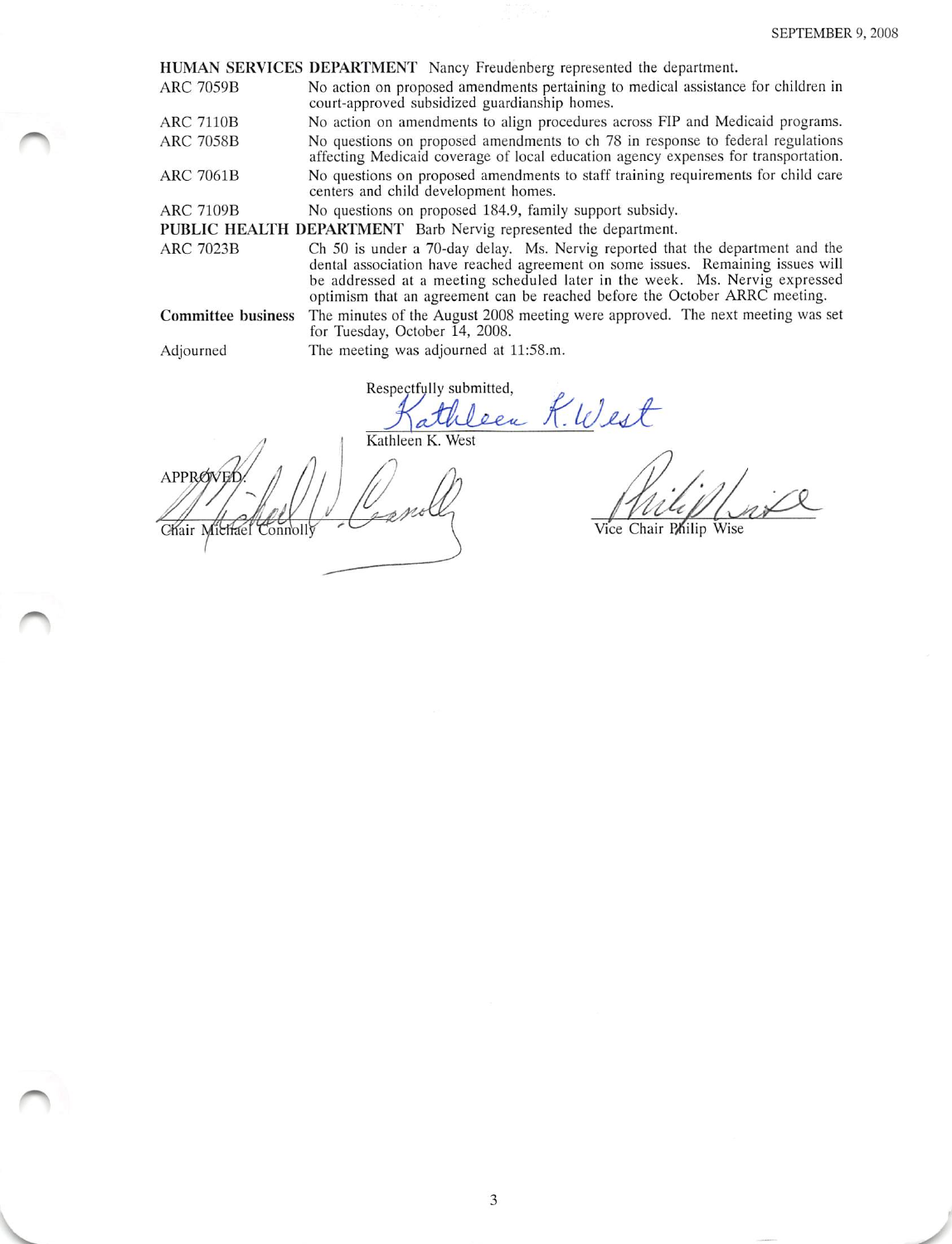**HUMAN SERVICES DEPARTMENT** Nancy Freudenberg represented the department.

| | |
|---|---|
| ARC 7059B | No action on proposed amendments pertaining to medical assistance for children in court-approved subsidized guardianship homes. |
| ARC 7110B | No action on amendments to align procedures across FIP and Medicaid programs. |
| ARC 7058B | No questions on proposed amendments to ch 78 in response to federal regulations affecting Medicaid coverage of local education agency expenses for transportation. |
| ARC 7061B | No questions on proposed amendments to staff training requirements for child care centers and child development homes. |
| ARC 7109B | No questions on proposed 184.9, family support subsidy. |

**PUBLIC HEALTH DEPARTMENT** Barb Nervig represented the department.

| | |
|---|---|
| ARC 7023B | Ch 50 is under a 70-day delay. Ms. Nervig reported that the department and the dental association have reached agreement on some issues. Remaining issues will be addressed at a meeting scheduled later in the week. Ms. Nervig expressed optimism that an agreement can be reached before the October ARRC meeting. |
| **Committee business** | The minutes of the August 2008 meeting were approved. The next meeting was set for Tuesday, October 14, 2008. |
| Adjourned | The meeting was adjourned at 11:58.m. |

Respectfully submitted,

Kathleen K. West

APPROVED:

Chair Michael Connolly

Vice Chair Philip Wise